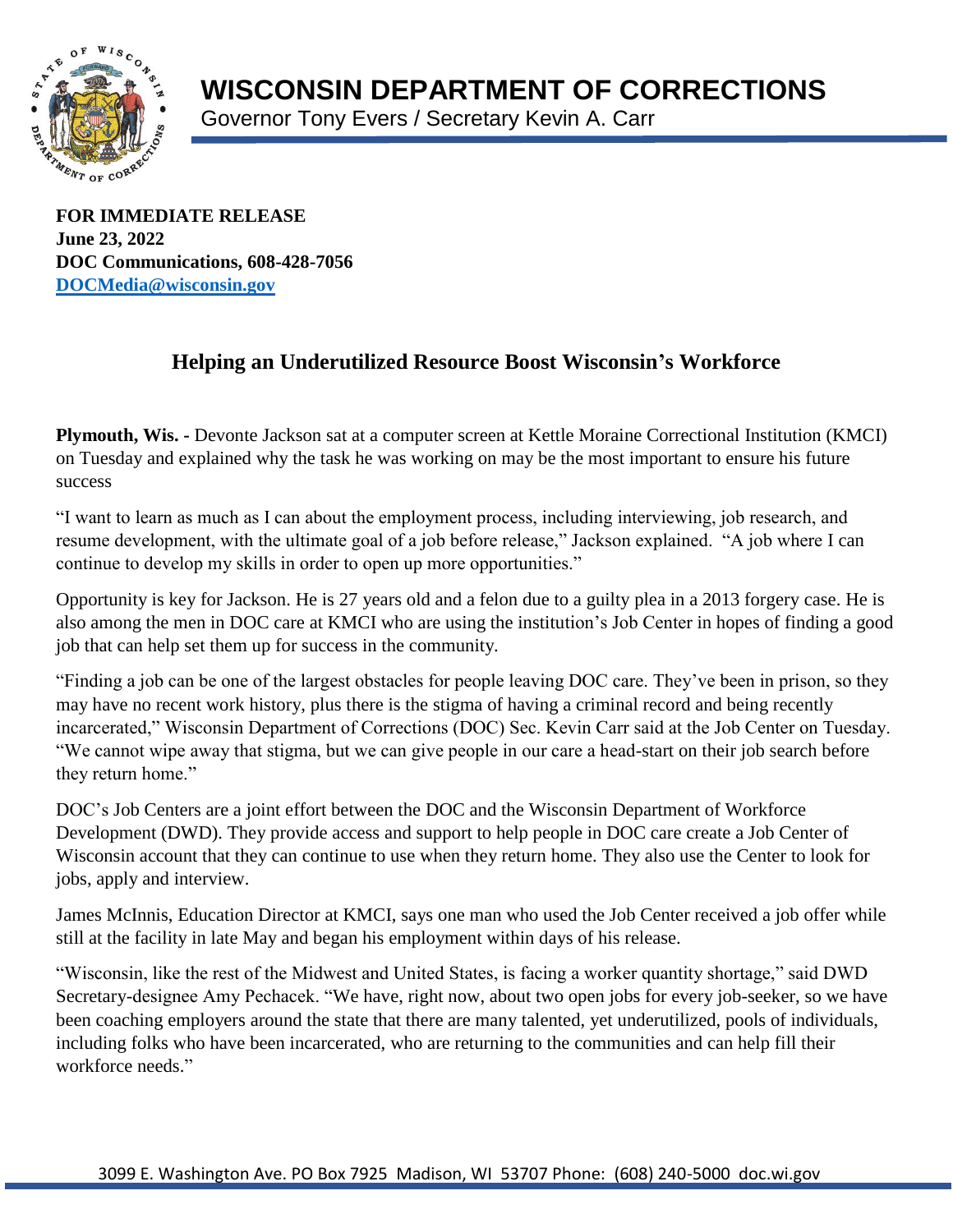# WISCONSIN DEPARTMENT OF CORRECTIONS

Governor Tony Evers / Secretary Kevin A. Carr

**FOR IMMEDIATE RELEASE**
**June 23, 2022**
**DOC Communications, 608-428-7056**
**DOCMedia@wisconsin.gov**

## Helping an Underutilized Resource Boost Wisconsin's Workforce

**Plymouth, Wis. -** Devonte Jackson sat at a computer screen at Kettle Moraine Correctional Institution (KMCI) on Tuesday and explained why the task he was working on may be the most important to ensure his future success

"I want to learn as much as I can about the employment process, including interviewing, job research, and resume development, with the ultimate goal of a job before release," Jackson explained. "A job where I can continue to develop my skills in order to open up more opportunities."

Opportunity is key for Jackson. He is 27 years old and a felon due to a guilty plea in a 2013 forgery case. He is also among the men in DOC care at KMCI who are using the institution's Job Center in hopes of finding a good job that can help set them up for success in the community.

"Finding a job can be one of the largest obstacles for people leaving DOC care. They've been in prison, so they may have no recent work history, plus there is the stigma of having a criminal record and being recently incarcerated," Wisconsin Department of Corrections (DOC) Sec. Kevin Carr said at the Job Center on Tuesday. "We cannot wipe away that stigma, but we can give people in our care a head-start on their job search before they return home."

DOC's Job Centers are a joint effort between the DOC and the Wisconsin Department of Workforce Development (DWD). They provide access and support to help people in DOC care create a Job Center of Wisconsin account that they can continue to use when they return home. They also use the Center to look for jobs, apply and interview.

James McInnis, Education Director at KMCI, says one man who used the Job Center received a job offer while still at the facility in late May and began his employment within days of his release.

"Wisconsin, like the rest of the Midwest and United States, is facing a worker quantity shortage," said DWD Secretary-designee Amy Pechacek. "We have, right now, about two open jobs for every job-seeker, so we have been coaching employers around the state that there are many talented, yet underutilized, pools of individuals, including folks who have been incarcerated, who are returning to the communities and can help fill their workforce needs."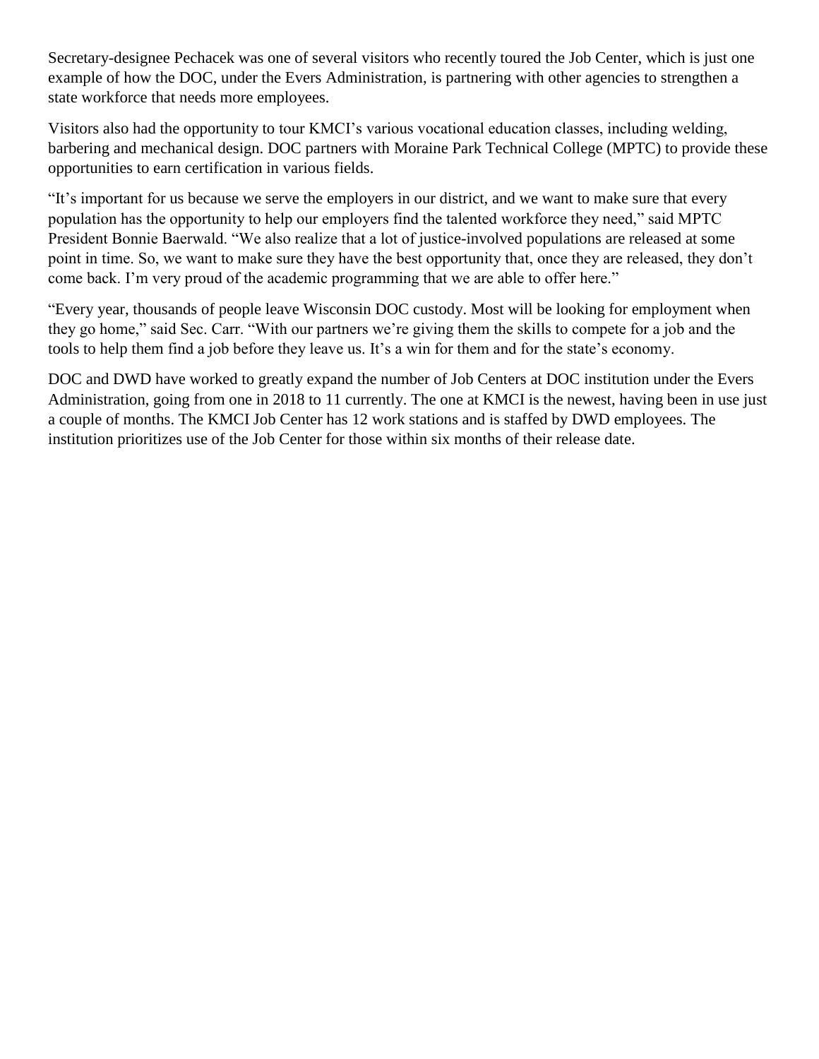Secretary-designee Pechacek was one of several visitors who recently toured the Job Center, which is just one example of how the DOC, under the Evers Administration, is partnering with other agencies to strengthen a state workforce that needs more employees.

Visitors also had the opportunity to tour KMCI's various vocational education classes, including welding, barbering and mechanical design. DOC partners with Moraine Park Technical College (MPTC) to provide these opportunities to earn certification in various fields.

"It's important for us because we serve the employers in our district, and we want to make sure that every population has the opportunity to help our employers find the talented workforce they need," said MPTC President Bonnie Baerwald. "We also realize that a lot of justice-involved populations are released at some point in time. So, we want to make sure they have the best opportunity that, once they are released, they don't come back. I'm very proud of the academic programming that we are able to offer here."

"Every year, thousands of people leave Wisconsin DOC custody. Most will be looking for employment when they go home," said Sec. Carr. "With our partners we're giving them the skills to compete for a job and the tools to help them find a job before they leave us. It's a win for them and for the state's economy.

DOC and DWD have worked to greatly expand the number of Job Centers at DOC institution under the Evers Administration, going from one in 2018 to 11 currently. The one at KMCI is the newest, having been in use just a couple of months. The KMCI Job Center has 12 work stations and is staffed by DWD employees. The institution prioritizes use of the Job Center for those within six months of their release date.